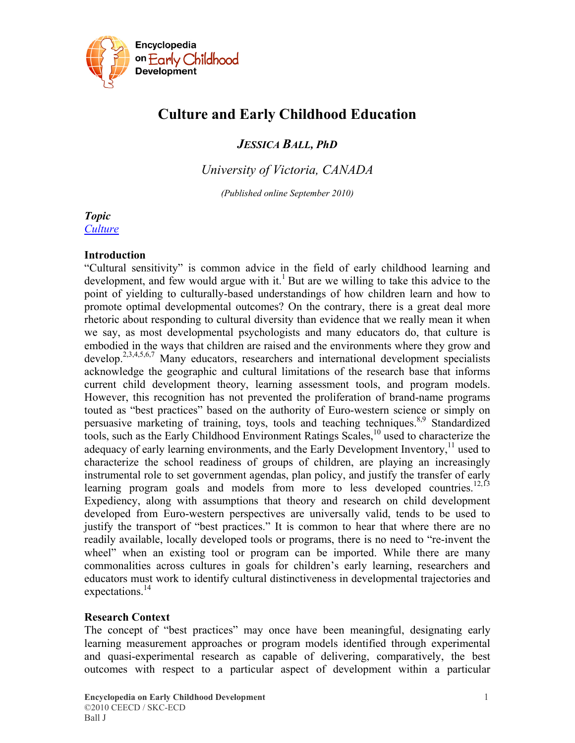# Culture and Early Childhood Education

***JESSICA BALL, PhD***

*University of Victoria, CANADA*

*(Published online September 2010)*

***Topic***
[Culture]

**Introduction**

"Cultural sensitivity" is common advice in the field of early childhood learning and development, and few would argue with it.[1] But are we willing to take this advice to the point of yielding to culturally-based understandings of how children learn and how to promote optimal developmental outcomes? On the contrary, there is a great deal more rhetoric about responding to cultural diversity than evidence that we really mean it when we say, as most developmental psychologists and many educators do, that culture is embodied in the ways that children are raised and the environments where they grow and develop.[2,3,4,5,6,7] Many educators, researchers and international development specialists acknowledge the geographic and cultural limitations of the research base that informs current child development theory, learning assessment tools, and program models. However, this recognition has not prevented the proliferation of brand-name programs touted as "best practices" based on the authority of Euro-western science or simply on persuasive marketing of training, toys, tools and teaching techniques.[8,9] Standardized tools, such as the Early Childhood Environment Ratings Scales,[10] used to characterize the adequacy of early learning environments, and the Early Development Inventory,[11] used to characterize the school readiness of groups of children, are playing an increasingly instrumental role to set government agendas, plan policy, and justify the transfer of early learning program goals and models from more to less developed countries.[12,13] Expediency, along with assumptions that theory and research on child development developed from Euro-western perspectives are universally valid, tends to be used to justify the transport of "best practices." It is common to hear that where there are no readily available, locally developed tools or programs, there is no need to "re-invent the wheel" when an existing tool or program can be imported. While there are many commonalities across cultures in goals for children's early learning, researchers and educators must work to identify cultural distinctiveness in developmental trajectories and expectations.[14]

**Research Context**

The concept of "best practices" may once have been meaningful, designating early learning measurement approaches or program models identified through experimental and quasi-experimental research as capable of delivering, comparatively, the best outcomes with respect to a particular aspect of development within a particular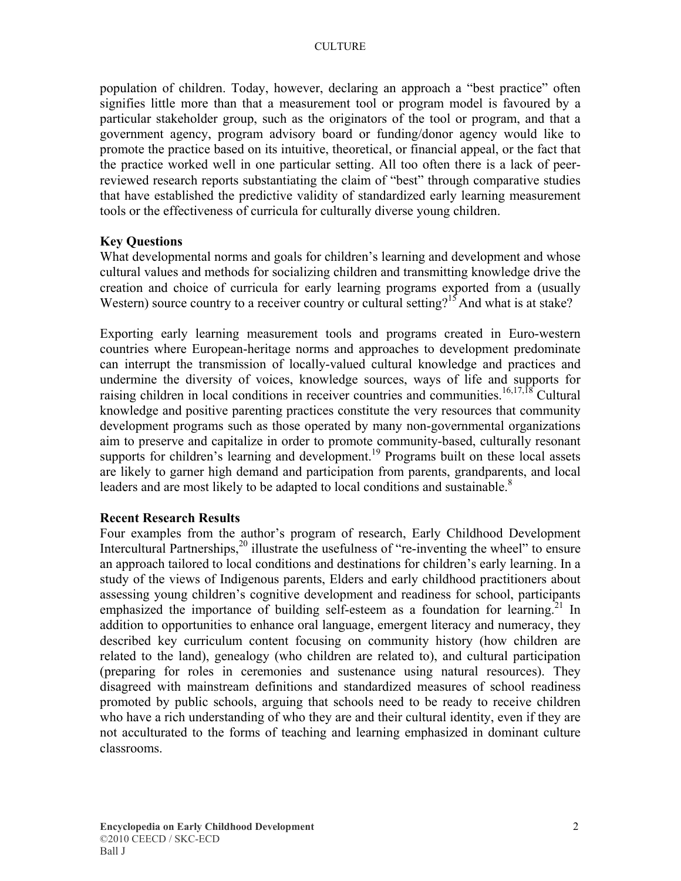population of children. Today, however, declaring an approach a "best practice" often signifies little more than that a measurement tool or program model is favoured by a particular stakeholder group, such as the originators of the tool or program, and that a government agency, program advisory board or funding/donor agency would like to promote the practice based on its intuitive, theoretical, or financial appeal, or the fact that the practice worked well in one particular setting. All too often there is a lack of peer-reviewed research reports substantiating the claim of "best" through comparative studies that have established the predictive validity of standardized early learning measurement tools or the effectiveness of curricula for culturally diverse young children.

**Key Questions**

What developmental norms and goals for children's learning and development and whose cultural values and methods for socializing children and transmitting knowledge drive the creation and choice of curricula for early learning programs exported from a (usually Western) source country to a receiver country or cultural setting?[15] And what is at stake?

Exporting early learning measurement tools and programs created in Euro-western countries where European-heritage norms and approaches to development predominate can interrupt the transmission of locally-valued cultural knowledge and practices and undermine the diversity of voices, knowledge sources, ways of life and supports for raising children in local conditions in receiver countries and communities.[16,17,18] Cultural knowledge and positive parenting practices constitute the very resources that community development programs such as those operated by many non-governmental organizations aim to preserve and capitalize in order to promote community-based, culturally resonant supports for children's learning and development.[19] Programs built on these local assets are likely to garner high demand and participation from parents, grandparents, and local leaders and are most likely to be adapted to local conditions and sustainable.[8]

**Recent Research Results**

Four examples from the author's program of research, Early Childhood Development Intercultural Partnerships,[20] illustrate the usefulness of "re-inventing the wheel" to ensure an approach tailored to local conditions and destinations for children's early learning. In a study of the views of Indigenous parents, Elders and early childhood practitioners about assessing young children's cognitive development and readiness for school, participants emphasized the importance of building self-esteem as a foundation for learning.[21] In addition to opportunities to enhance oral language, emergent literacy and numeracy, they described key curriculum content focusing on community history (how children are related to the land), genealogy (who children are related to), and cultural participation (preparing for roles in ceremonies and sustenance using natural resources). They disagreed with mainstream definitions and standardized measures of school readiness promoted by public schools, arguing that schools need to be ready to receive children who have a rich understanding of who they are and their cultural identity, even if they are not acculturated to the forms of teaching and learning emphasized in dominant culture classrooms.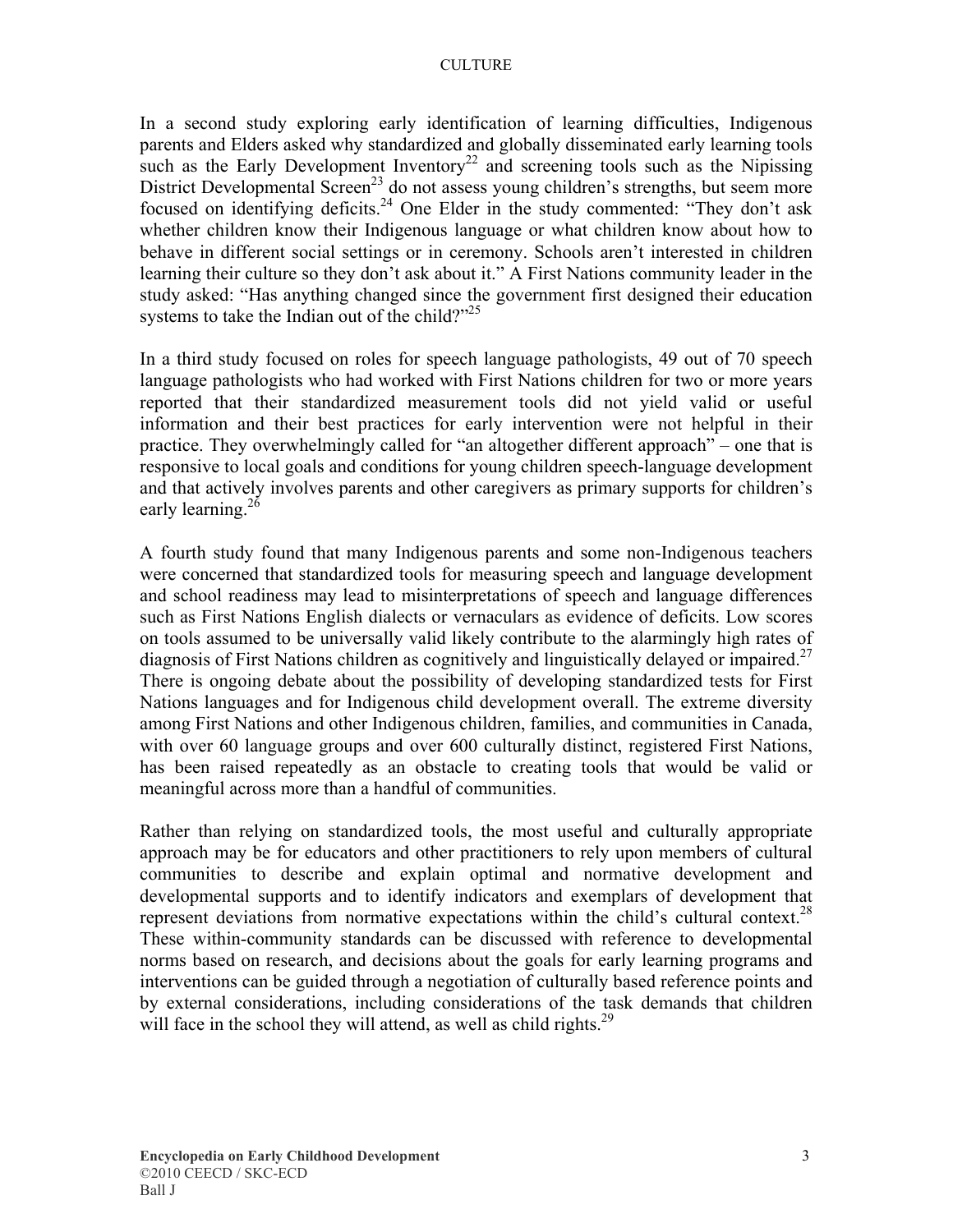In a second study exploring early identification of learning difficulties, Indigenous parents and Elders asked why standardized and globally disseminated early learning tools such as the Early Development Inventory[22] and screening tools such as the Nipissing District Developmental Screen[23] do not assess young children's strengths, but seem more focused on identifying deficits.[24] One Elder in the study commented: "They don't ask whether children know their Indigenous language or what children know about how to behave in different social settings or in ceremony. Schools aren't interested in children learning their culture so they don't ask about it." A First Nations community leader in the study asked: "Has anything changed since the government first designed their education systems to take the Indian out of the child?"[25]

In a third study focused on roles for speech language pathologists, 49 out of 70 speech language pathologists who had worked with First Nations children for two or more years reported that their standardized measurement tools did not yield valid or useful information and their best practices for early intervention were not helpful in their practice. They overwhelmingly called for "an altogether different approach" – one that is responsive to local goals and conditions for young children speech-language development and that actively involves parents and other caregivers as primary supports for children's early learning.[26]

A fourth study found that many Indigenous parents and some non-Indigenous teachers were concerned that standardized tools for measuring speech and language development and school readiness may lead to misinterpretations of speech and language differences such as First Nations English dialects or vernaculars as evidence of deficits. Low scores on tools assumed to be universally valid likely contribute to the alarmingly high rates of diagnosis of First Nations children as cognitively and linguistically delayed or impaired.[27] There is ongoing debate about the possibility of developing standardized tests for First Nations languages and for Indigenous child development overall. The extreme diversity among First Nations and other Indigenous children, families, and communities in Canada, with over 60 language groups and over 600 culturally distinct, registered First Nations, has been raised repeatedly as an obstacle to creating tools that would be valid or meaningful across more than a handful of communities.

Rather than relying on standardized tools, the most useful and culturally appropriate approach may be for educators and other practitioners to rely upon members of cultural communities to describe and explain optimal and normative development and developmental supports and to identify indicators and exemplars of development that represent deviations from normative expectations within the child's cultural context.[28] These within-community standards can be discussed with reference to developmental norms based on research, and decisions about the goals for early learning programs and interventions can be guided through a negotiation of culturally based reference points and by external considerations, including considerations of the task demands that children will face in the school they will attend, as well as child rights.[29]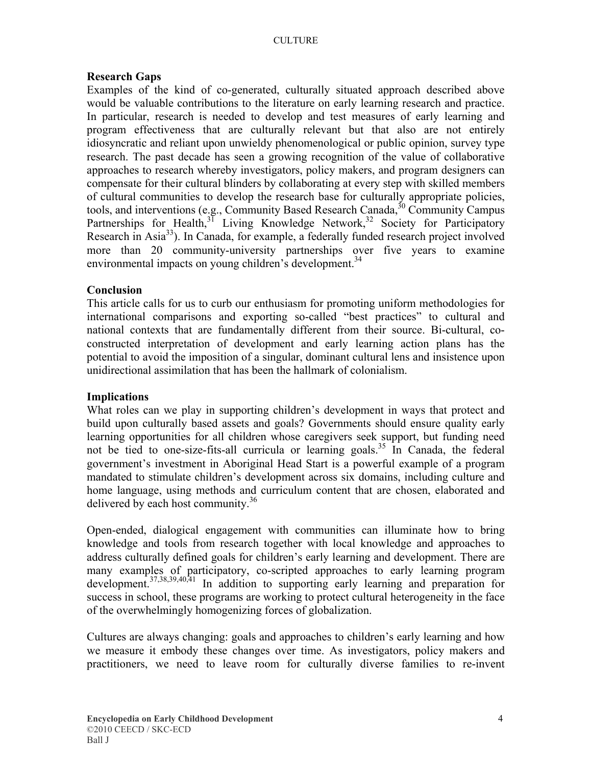## Research Gaps

Examples of the kind of co-generated, culturally situated approach described above would be valuable contributions to the literature on early learning research and practice. In particular, research is needed to develop and test measures of early learning and program effectiveness that are culturally relevant but that also are not entirely idiosyncratic and reliant upon unwieldy phenomenological or public opinion, survey type research. The past decade has seen a growing recognition of the value of collaborative approaches to research whereby investigators, policy makers, and program designers can compensate for their cultural blinders by collaborating at every step with skilled members of cultural communities to develop the research base for culturally appropriate policies, tools, and interventions (e.g., Community Based Research Canada,[30] Community Campus Partnerships for Health,[31] Living Knowledge Network,[32] Society for Participatory Research in Asia[33]). In Canada, for example, a federally funded research project involved more than 20 community-university partnerships over five years to examine environmental impacts on young children's development.[34]

## Conclusion

This article calls for us to curb our enthusiasm for promoting uniform methodologies for international comparisons and exporting so-called "best practices" to cultural and national contexts that are fundamentally different from their source. Bi-cultural, co-constructed interpretation of development and early learning action plans has the potential to avoid the imposition of a singular, dominant cultural lens and insistence upon unidirectional assimilation that has been the hallmark of colonialism.

## Implications

What roles can we play in supporting children's development in ways that protect and build upon culturally based assets and goals? Governments should ensure quality early learning opportunities for all children whose caregivers seek support, but funding need not be tied to one-size-fits-all curricula or learning goals.[35] In Canada, the federal government's investment in Aboriginal Head Start is a powerful example of a program mandated to stimulate children's development across six domains, including culture and home language, using methods and curriculum content that are chosen, elaborated and delivered by each host community.[36]

Open-ended, dialogical engagement with communities can illuminate how to bring knowledge and tools from research together with local knowledge and approaches to address culturally defined goals for children's early learning and development. There are many examples of participatory, co-scripted approaches to early learning program development.[37,38,39,40,41] In addition to supporting early learning and preparation for success in school, these programs are working to protect cultural heterogeneity in the face of the overwhelmingly homogenizing forces of globalization.

Cultures are always changing: goals and approaches to children's early learning and how we measure it embody these changes over time. As investigators, policy makers and practitioners, we need to leave room for culturally diverse families to re-invent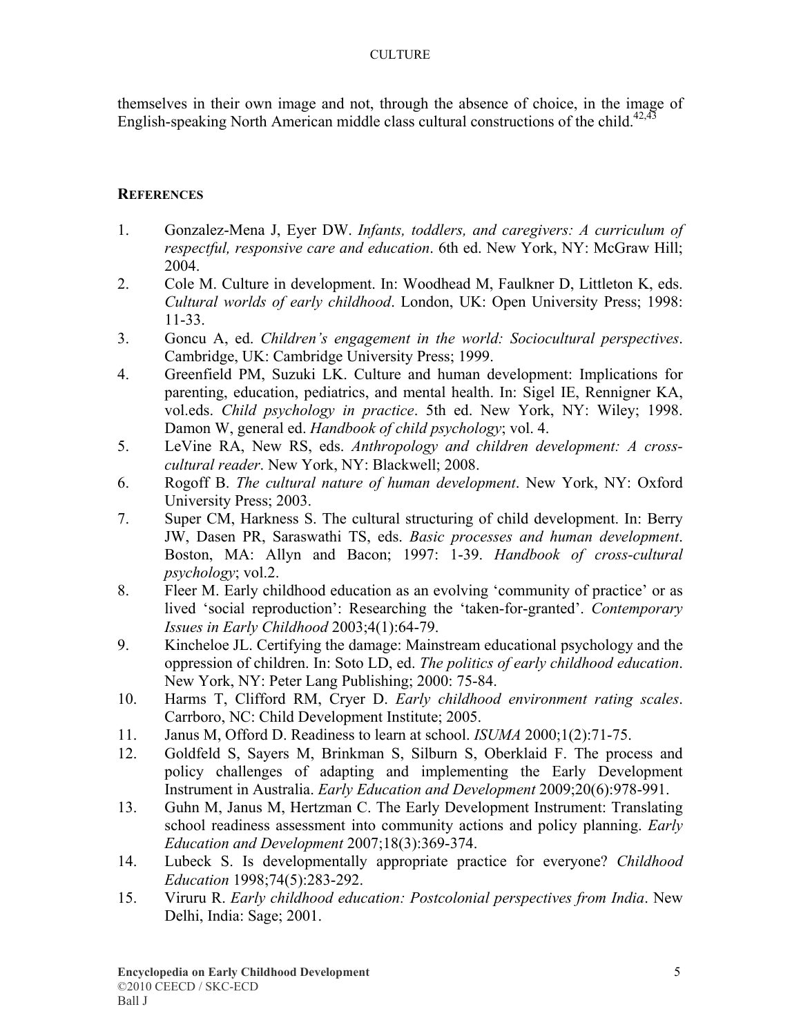themselves in their own image and not, through the absence of choice, in the image of English-speaking North American middle class cultural constructions of the child.[42,43]

## References

1. Gonzalez-Mena J, Eyer DW. *Infants, toddlers, and caregivers: A curriculum of respectful, responsive care and education*. 6th ed. New York, NY: McGraw Hill; 2004.
2. Cole M. Culture in development. In: Woodhead M, Faulkner D, Littleton K, eds. *Cultural worlds of early childhood*. London, UK: Open University Press; 1998: 11-33.
3. Goncu A, ed. *Children's engagement in the world: Sociocultural perspectives*. Cambridge, UK: Cambridge University Press; 1999.
4. Greenfield PM, Suzuki LK. Culture and human development: Implications for parenting, education, pediatrics, and mental health. In: Sigel IE, Rennigner KA, vol.eds. *Child psychology in practice*. 5th ed. New York, NY: Wiley; 1998. Damon W, general ed. *Handbook of child psychology*; vol. 4.
5. LeVine RA, New RS, eds. *Anthropology and children development: A cross-cultural reader*. New York, NY: Blackwell; 2008.
6. Rogoff B. *The cultural nature of human development*. New York, NY: Oxford University Press; 2003.
7. Super CM, Harkness S. The cultural structuring of child development. In: Berry JW, Dasen PR, Saraswathi TS, eds. *Basic processes and human development*. Boston, MA: Allyn and Bacon; 1997: 1-39. *Handbook of cross-cultural psychology*; vol.2.
8. Fleer M. Early childhood education as an evolving 'community of practice' or as lived 'social reproduction': Researching the 'taken-for-granted'. *Contemporary Issues in Early Childhood* 2003;4(1):64-79.
9. Kincheloe JL. Certifying the damage: Mainstream educational psychology and the oppression of children. In: Soto LD, ed. *The politics of early childhood education*. New York, NY: Peter Lang Publishing; 2000: 75-84.
10. Harms T, Clifford RM, Cryer D. *Early childhood environment rating scales*. Carrboro, NC: Child Development Institute; 2005.
11. Janus M, Offord D. Readiness to learn at school. *ISUMA* 2000;1(2):71-75.
12. Goldfeld S, Sayers M, Brinkman S, Silburn S, Oberklaid F. The process and policy challenges of adapting and implementing the Early Development Instrument in Australia. *Early Education and Development* 2009;20(6):978-991.
13. Guhn M, Janus M, Hertzman C. The Early Development Instrument: Translating school readiness assessment into community actions and policy planning. *Early Education and Development* 2007;18(3):369-374.
14. Lubeck S. Is developmentally appropriate practice for everyone? *Childhood Education* 1998;74(5):283-292.
15. Viruru R. *Early childhood education: Postcolonial perspectives from India*. New Delhi, India: Sage; 2001.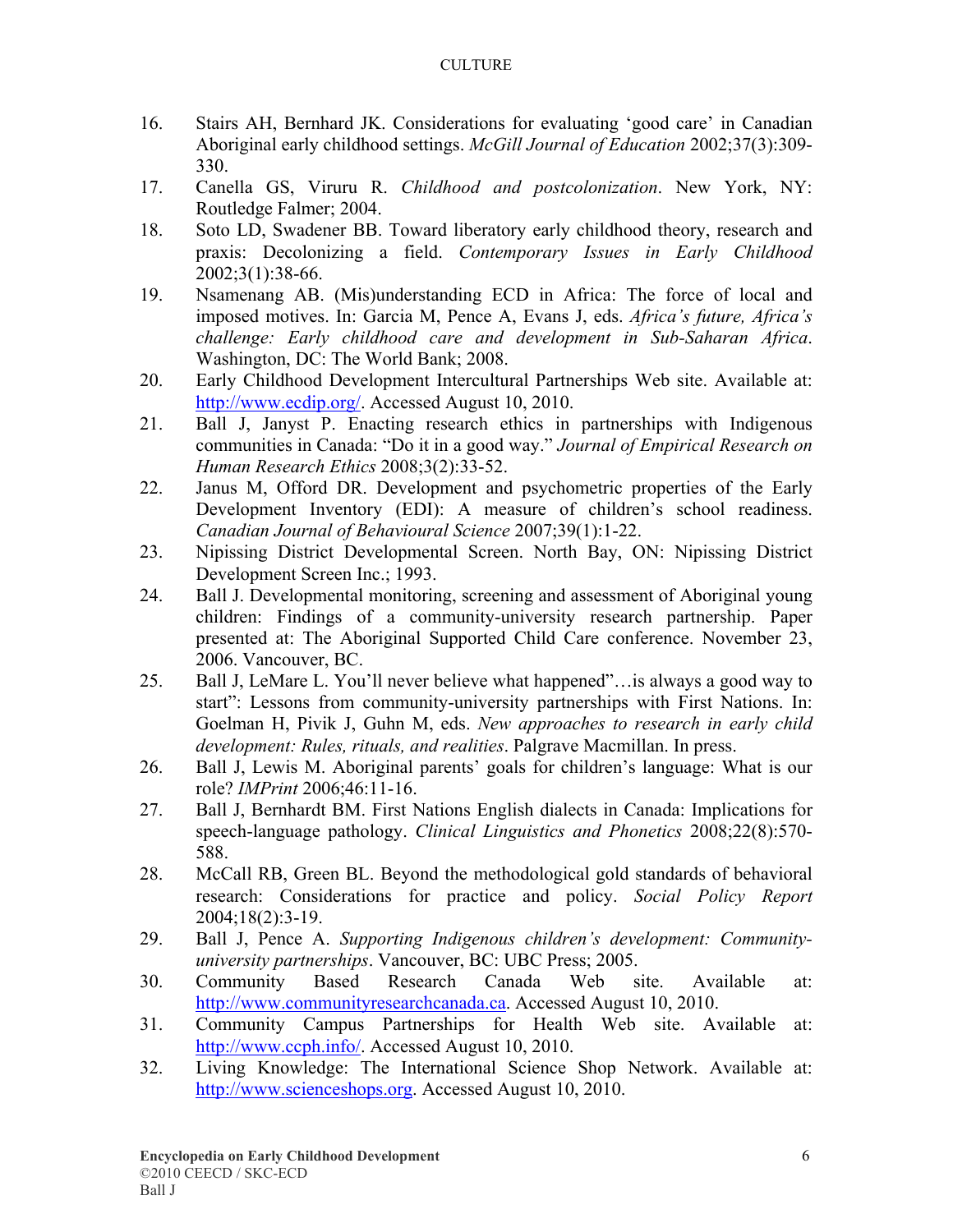16. Stairs AH, Bernhard JK. Considerations for evaluating 'good care' in Canadian Aboriginal early childhood settings. *McGill Journal of Education* 2002;37(3):309-330.
17. Canella GS, Viruru R. *Childhood and postcolonization*. New York, NY: Routledge Falmer; 2004.
18. Soto LD, Swadener BB. Toward liberatory early childhood theory, research and praxis: Decolonizing a field. *Contemporary Issues in Early Childhood* 2002;3(1):38-66.
19. Nsamenang AB. (Mis)understanding ECD in Africa: The force of local and imposed motives. In: Garcia M, Pence A, Evans J, eds. *Africa's future, Africa's challenge: Early childhood care and development in Sub-Saharan Africa*. Washington, DC: The World Bank; 2008.
20. Early Childhood Development Intercultural Partnerships Web site. Available at: http://www.ecdip.org/. Accessed August 10, 2010.
21. Ball J, Janyst P. Enacting research ethics in partnerships with Indigenous communities in Canada: "Do it in a good way." *Journal of Empirical Research on Human Research Ethics* 2008;3(2):33-52.
22. Janus M, Offord DR. Development and psychometric properties of the Early Development Inventory (EDI): A measure of children's school readiness. *Canadian Journal of Behavioural Science* 2007;39(1):1-22.
23. Nipissing District Developmental Screen. North Bay, ON: Nipissing District Development Screen Inc.; 1993.
24. Ball J. Developmental monitoring, screening and assessment of Aboriginal young children: Findings of a community-university research partnership. Paper presented at: The Aboriginal Supported Child Care conference. November 23, 2006. Vancouver, BC.
25. Ball J, LeMare L. You'll never believe what happened"…is always a good way to start": Lessons from community-university partnerships with First Nations. In: Goelman H, Pivik J, Guhn M, eds. *New approaches to research in early child development: Rules, rituals, and realities*. Palgrave Macmillan. In press.
26. Ball J, Lewis M. Aboriginal parents' goals for children's language: What is our role? *IMPrint* 2006;46:11-16.
27. Ball J, Bernhardt BM. First Nations English dialects in Canada: Implications for speech-language pathology. *Clinical Linguistics and Phonetics* 2008;22(8):570-588.
28. McCall RB, Green BL. Beyond the methodological gold standards of behavioral research: Considerations for practice and policy. *Social Policy Report* 2004;18(2):3-19.
29. Ball J, Pence A. *Supporting Indigenous children's development: Community-university partnerships*. Vancouver, BC: UBC Press; 2005.
30. Community Based Research Canada Web site. Available at: http://www.communityresearchcanada.ca. Accessed August 10, 2010.
31. Community Campus Partnerships for Health Web site. Available at: http://www.ccph.info/. Accessed August 10, 2010.
32. Living Knowledge: The International Science Shop Network. Available at: http://www.scienceshops.org. Accessed August 10, 2010.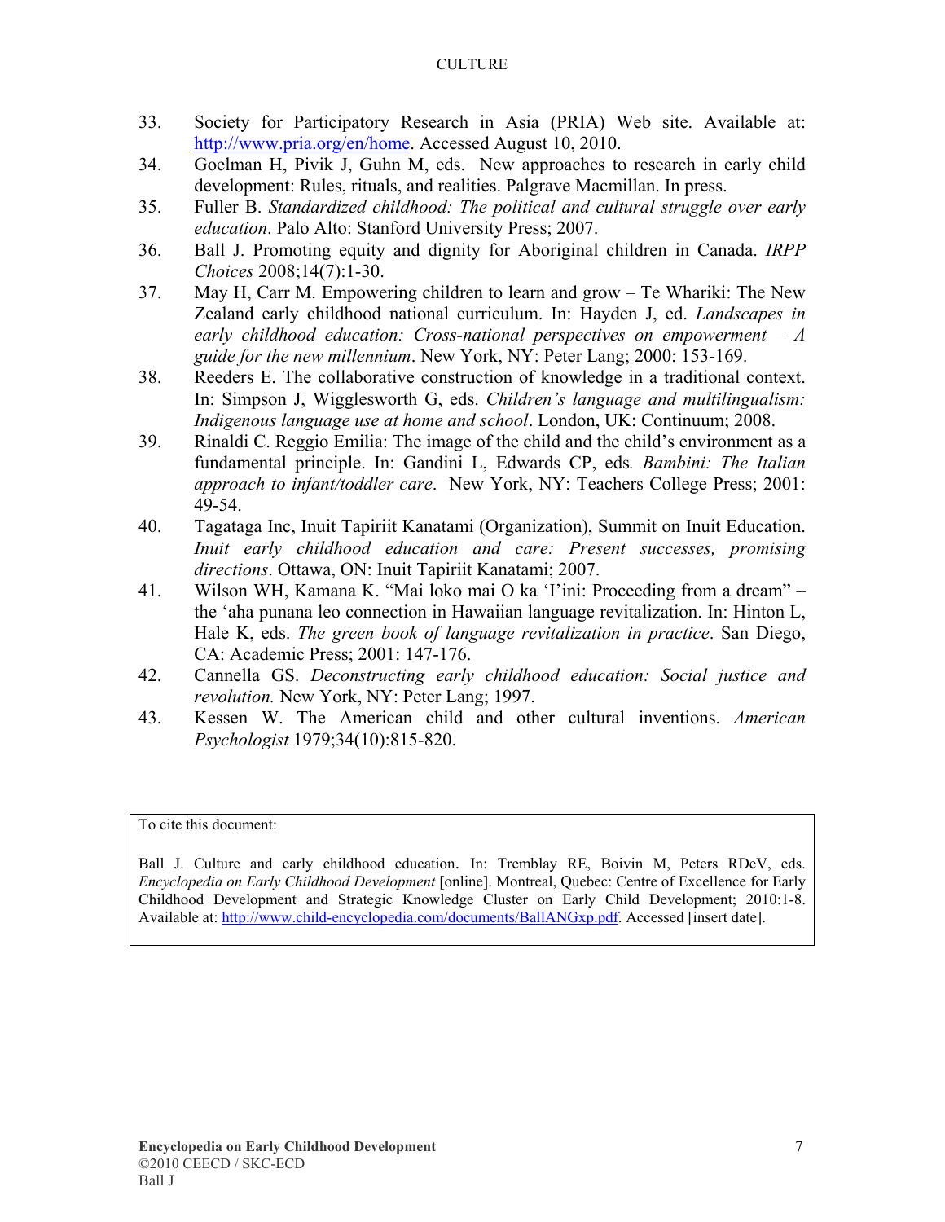33. Society for Participatory Research in Asia (PRIA) Web site. Available at: http://www.pria.org/en/home. Accessed August 10, 2010.
34. Goelman H, Pivik J, Guhn M, eds. New approaches to research in early child development: Rules, rituals, and realities. Palgrave Macmillan. In press.
35. Fuller B. *Standardized childhood: The political and cultural struggle over early education*. Palo Alto: Stanford University Press; 2007.
36. Ball J. Promoting equity and dignity for Aboriginal children in Canada. *IRPP Choices* 2008;14(7):1-30.
37. May H, Carr M. Empowering children to learn and grow – Te Whariki: The New Zealand early childhood national curriculum. In: Hayden J, ed. *Landscapes in early childhood education: Cross-national perspectives on empowerment – A guide for the new millennium*. New York, NY: Peter Lang; 2000: 153-169.
38. Reeders E. The collaborative construction of knowledge in a traditional context. In: Simpson J, Wigglesworth G, eds. *Children's language and multilingualism: Indigenous language use at home and school*. London, UK: Continuum; 2008.
39. Rinaldi C. Reggio Emilia: The image of the child and the child's environment as a fundamental principle. In: Gandini L, Edwards CP, eds*. Bambini: The Italian approach to infant/toddler care*. New York, NY: Teachers College Press; 2001: 49-54.
40. Tagataga Inc, Inuit Tapiriit Kanatami (Organization), Summit on Inuit Education. *Inuit early childhood education and care: Present successes, promising directions*. Ottawa, ON: Inuit Tapiriit Kanatami; 2007.
41. Wilson WH, Kamana K. "Mai loko mai O ka 'I'ini: Proceeding from a dream" – the 'aha punana leo connection in Hawaiian language revitalization. In: Hinton L, Hale K, eds. *The green book of language revitalization in practice*. San Diego, CA: Academic Press; 2001: 147-176.
42. Cannella GS. *Deconstructing early childhood education: Social justice and revolution.* New York, NY: Peter Lang; 1997.
43. Kessen W. The American child and other cultural inventions. *American Psychologist* 1979;34(10):815-820.

To cite this document:

Ball J. Culture and early childhood education. In: Tremblay RE, Boivin M, Peters RDeV, eds. *Encyclopedia on Early Childhood Development* [online]. Montreal, Quebec: Centre of Excellence for Early Childhood Development and Strategic Knowledge Cluster on Early Child Development; 2010:1-8. Available at: http://www.child-encyclopedia.com/documents/BallANGxp.pdf. Accessed [insert date].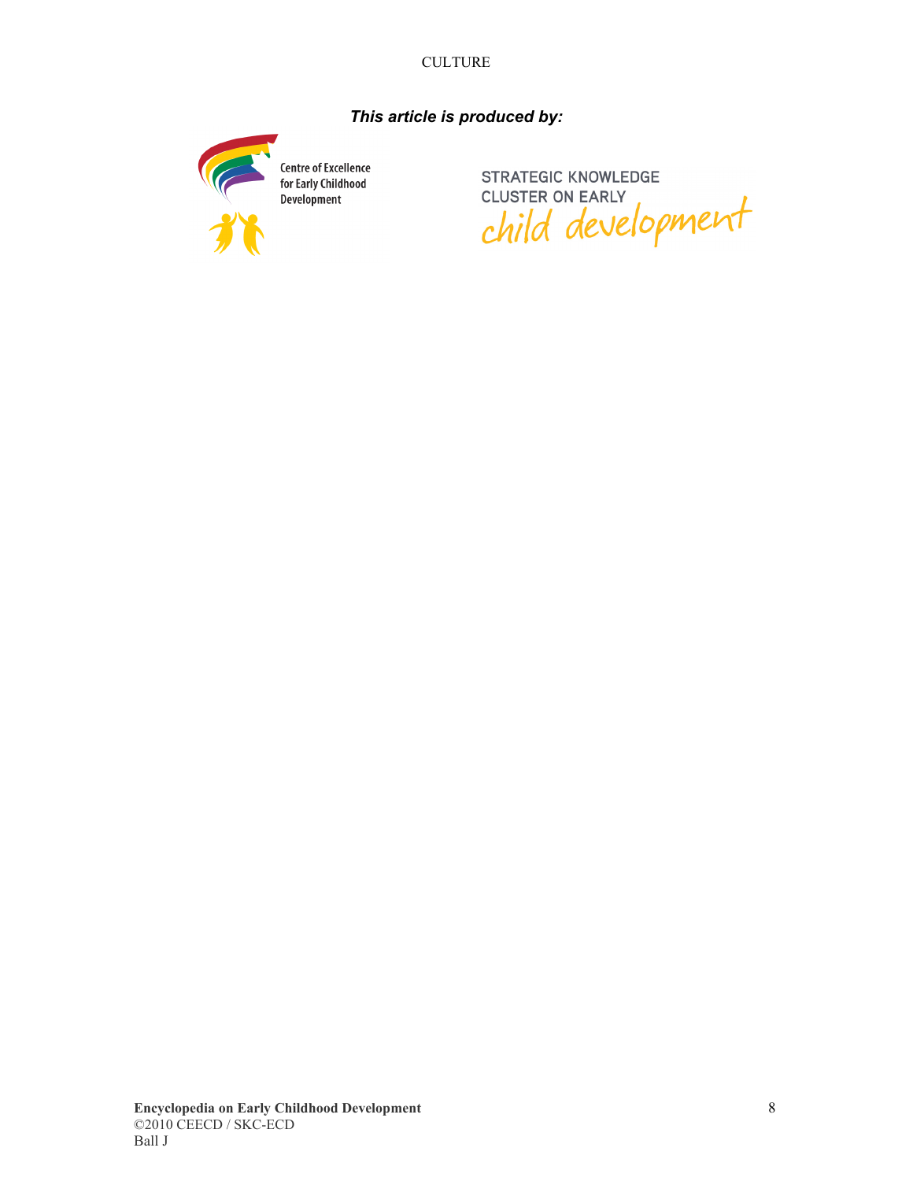***This article is produced by:***

Centre of Excellence for Early Childhood Development

STRATEGIC KNOWLEDGE CLUSTER ON EARLY child development